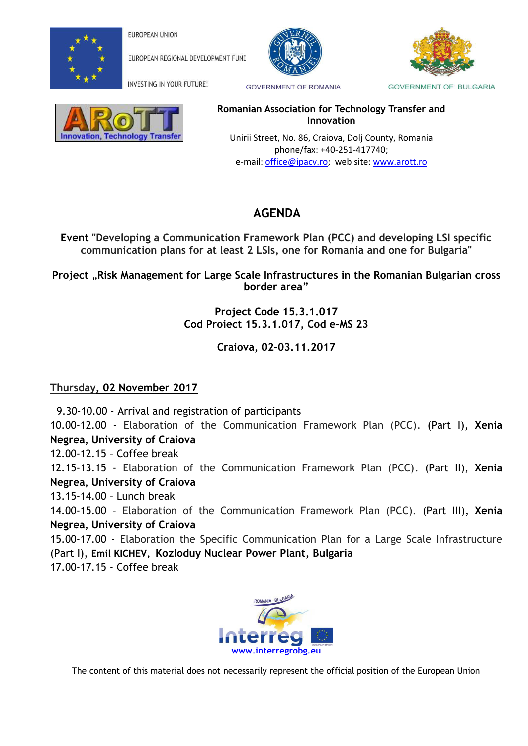EUROPEAN UNION

EUROPEAN REGIONAL DEVELOPMENT FUND

INVESTING IN YOUR FUTURE!

GOVERNMENT OF ROMANIA

GOVERNMENT OF BULGARIA

**Romanian Association for Technology Transfer and Innovation**

Unirii Street, No. 86, Craiova, Dolj County, Romania
phone/fax: +40-251-417740;
e-mail: office@ipacv.ro; web site: www.arott.ro

# AGENDA

**Event "Developing a Communication Framework Plan (PCC) and developing LSI specific communication plans for at least 2 LSIs, one for Romania and one for Bulgaria"**

**Project „Risk Management for Large Scale Infrastructures in the Romanian Bulgarian cross border area"**

**Project Code 15.3.1.017**
**Cod Proiect 15.3.1.017, Cod e-MS 23**

**Craiova, 02-03.11.2017**

## Thursday, 02 November 2017

9.30-10.00 - Arrival and registration of participants

10.00-12.00 - Elaboration of the Communication Framework Plan (PCC). (Part I), **Xenia Negrea, University of Craiova**

12.00-12.15 – Coffee break

12.15-13.15 - Elaboration of the Communication Framework Plan (PCC). (Part II), **Xenia Negrea, University of Craiova**

13.15-14.00 – Lunch break

14.00-15.00 – Elaboration of the Communication Framework Plan (PCC). (Part III), **Xenia Negrea, University of Craiova**

15.00-17.00 - Elaboration the Specific Communication Plan for a Large Scale Infrastructure (Part I), **Emil KICHEV, Kozloduy Nuclear Power Plant, Bulgaria**

17.00-17.15 - Coffee break

ROMANIA - BULGARIA Interreg
www.interregrobg.eu

The content of this material does not necessarily represent the official position of the European Union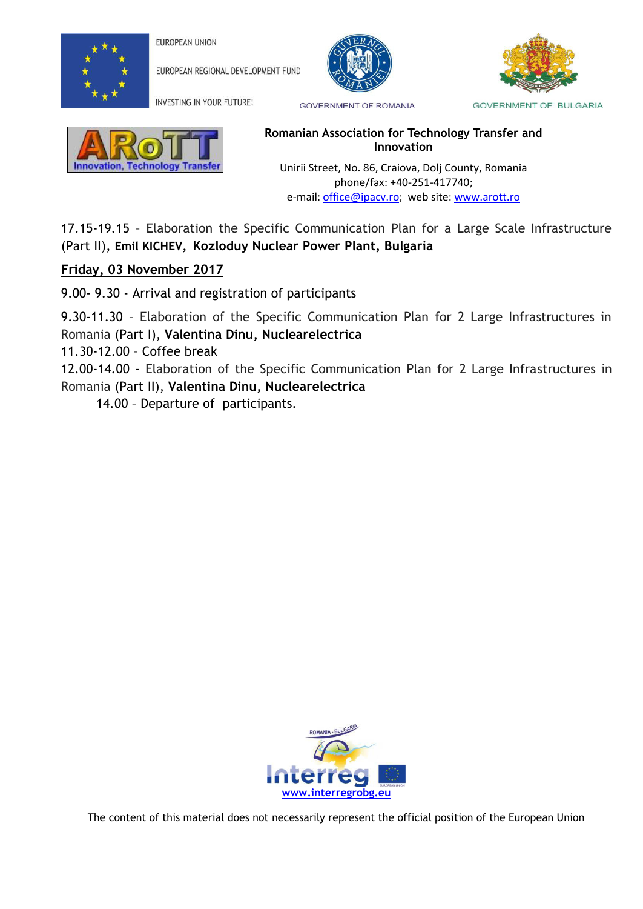EUROPEAN UNION

EUROPEAN REGIONAL DEVELOPMENT FUND

INVESTING IN YOUR FUTURE!

GOVERNMENT OF ROMANIA

GOVERNMENT OF BULGARIA

**Romanian Association for Technology Transfer and Innovation**

Unirii Street, No. 86, Craiova, Dolj County, Romania
phone/fax: +40-251-417740;
e-mail: office@ipacv.ro; web site: www.arott.ro

17.15-19.15 – Elaboration the Specific Communication Plan for a Large Scale Infrastructure (Part II), **Emil KICHEV, Kozloduy Nuclear Power Plant, Bulgaria**

**Friday, 03 November 2017**

9.00- 9.30 - Arrival and registration of participants

9.30-11.30 – Elaboration of the Specific Communication Plan for 2 Large Infrastructures in Romania (Part I), **Valentina Dinu, Nuclearelectrica**

11.30-12.00 – Coffee break

12.00-14.00 - Elaboration of the Specific Communication Plan for 2 Large Infrastructures in Romania (Part II), **Valentina Dinu, Nuclearelectrica**

14.00 – Departure of participants.

www.interregrobg.eu

The content of this material does not necessarily represent the official position of the European Union